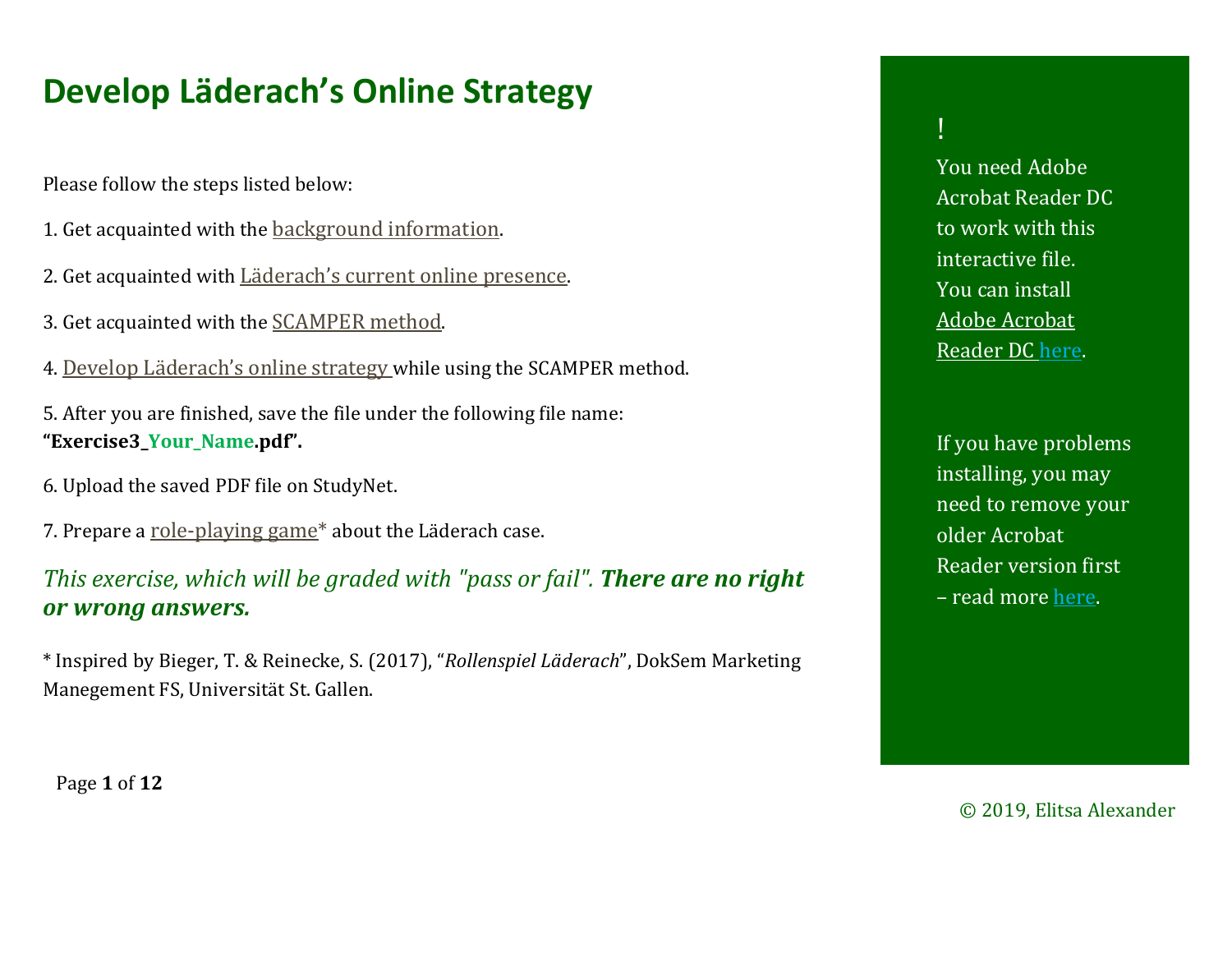# Develop Läderach's Online Strategy

Please follow the steps listed below:

1. Get acquainted with the background information.

2. Get acquainted with Läderach's current online presence.

3. Get acquainted with the SCAMPER method.

4. Develop Läderach's online strategy while using the SCAMPER method.

5. After you are finished, save the file under the following file name: **"Exercise3_Your_Name.pdf".**

6. Upload the saved PDF file on StudyNet.

7. Prepare a role-playing game* about the Läderach case.

*This exercise, which will be graded with "pass or fail". **There are no right or wrong answers.***

* Inspired by Bieger, T. & Reinecke, S. (2017), "*Rollenspiel Läderach*", DokSem Marketing Manegement FS, Universität St. Gallen.

!

You need Adobe Acrobat Reader DC to work with this interactive file. You can install Adobe Acrobat Reader DC here.

If you have problems installing, you may need to remove your older Acrobat Reader version first – read more here.

© 2019, Elitsa Alexander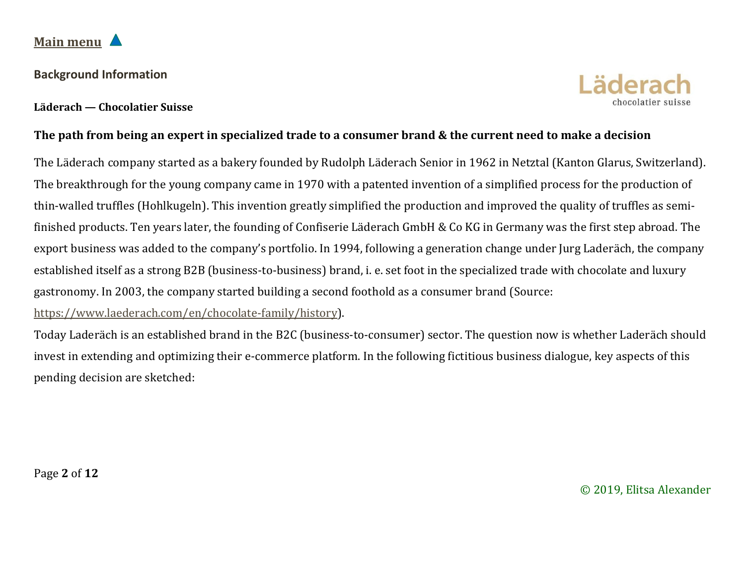[Main menu](#) ▲

**Background Information**

Läderach
chocolatier suisse

**Läderach — Chocolatier Suisse**

**The path from being an expert in specialized trade to a consumer brand & the current need to make a decision**

The Läderach company started as a bakery founded by Rudolph Läderach Senior in 1962 in Netztal (Kanton Glarus, Switzerland). The breakthrough for the young company came in 1970 with a patented invention of a simplified process for the production of thin-walled truffles (Hohlkugeln). This invention greatly simplified the production and improved the quality of truffles as semi-finished products. Ten years later, the founding of Confiserie Läderach GmbH & Co KG in Germany was the first step abroad. The export business was added to the company's portfolio. In 1994, following a generation change under Jurg Laderäch, the company established itself as a strong B2B (business-to-business) brand, i. e. set foot in the specialized trade with chocolate and luxury gastronomy. In 2003, the company started building a second foothold as a consumer brand (Source: [https://www.laederach.com/en/chocolate-family/history](https://www.laederach.com/en/chocolate-family/history)).

Today Laderäch is an established brand in the B2C (business-to-consumer) sector. The question now is whether Laderäch should invest in extending and optimizing their e-commerce platform. In the following fictitious business dialogue, key aspects of this pending decision are sketched:

© 2019, Elitsa Alexander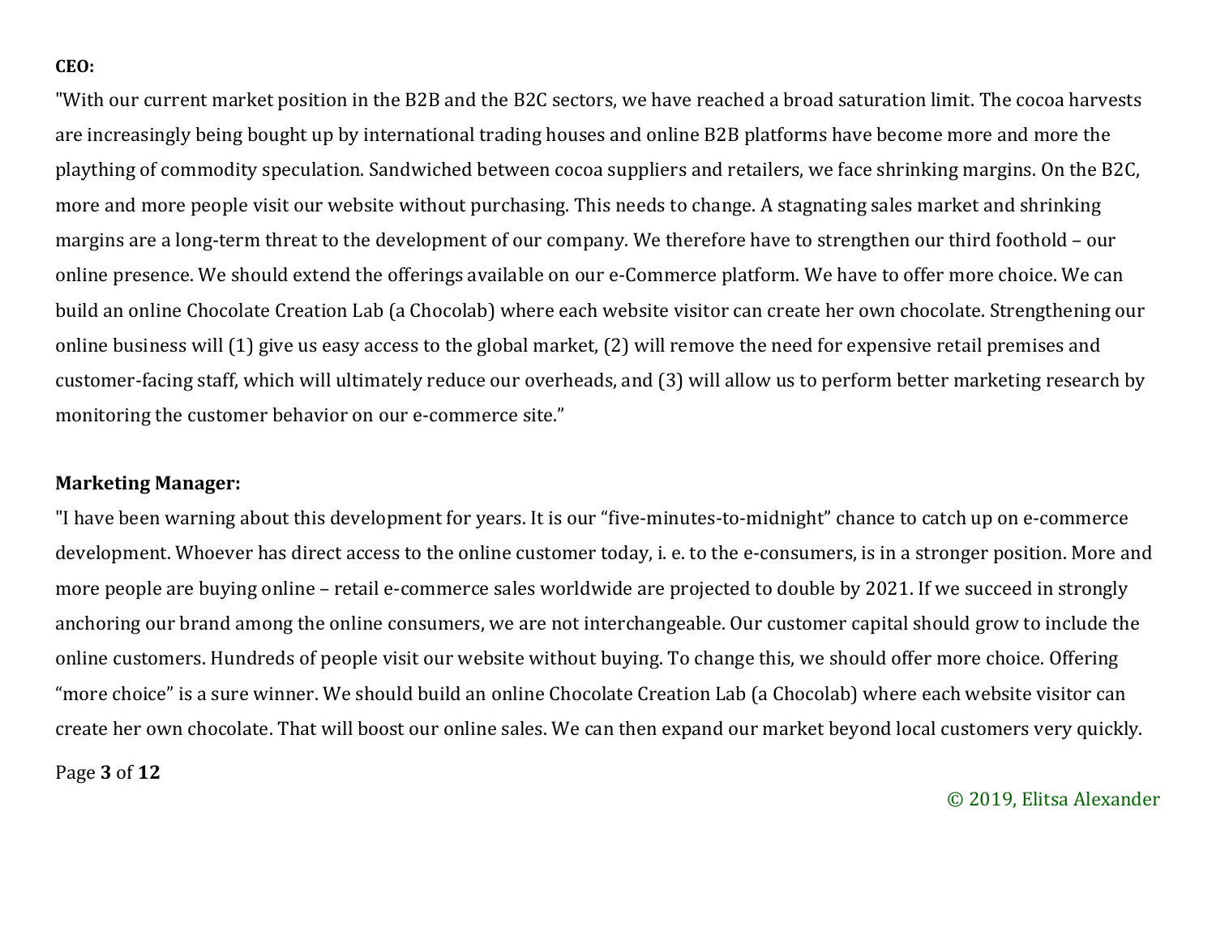**CEO:**

"With our current market position in the B2B and the B2C sectors, we have reached a broad saturation limit. The cocoa harvests are increasingly being bought up by international trading houses and online B2B platforms have become more and more the plaything of commodity speculation. Sandwiched between cocoa suppliers and retailers, we face shrinking margins. On the B2C, more and more people visit our website without purchasing. This needs to change. A stagnating sales market and shrinking margins are a long-term threat to the development of our company. We therefore have to strengthen our third foothold – our online presence. We should extend the offerings available on our e-Commerce platform. We have to offer more choice. We can build an online Chocolate Creation Lab (a Chocolab) where each website visitor can create her own chocolate. Strengthening our online business will (1) give us easy access to the global market, (2) will remove the need for expensive retail premises and customer-facing staff, which will ultimately reduce our overheads, and (3) will allow us to perform better marketing research by monitoring the customer behavior on our e-commerce site."

**Marketing Manager:**

"I have been warning about this development for years. It is our "five-minutes-to-midnight" chance to catch up on e-commerce development. Whoever has direct access to the online customer today, i. e. to the e-consumers, is in a stronger position. More and more people are buying online – retail e-commerce sales worldwide are projected to double by 2021. If we succeed in strongly anchoring our brand among the online consumers, we are not interchangeable. Our customer capital should grow to include the online customers. Hundreds of people visit our website without buying. To change this, we should offer more choice. Offering "more choice" is a sure winner. We should build an online Chocolate Creation Lab (a Chocolab) where each website visitor can create her own chocolate. That will boost our online sales. We can then expand our market beyond local customers very quickly.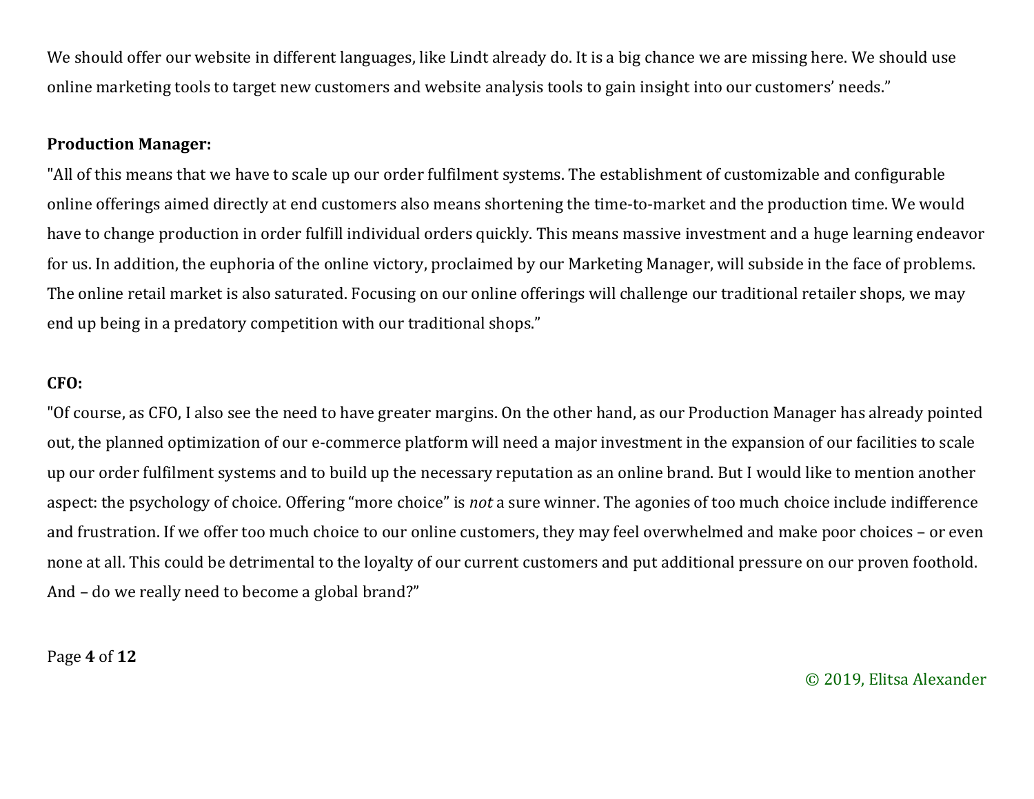We should offer our website in different languages, like Lindt already do. It is a big chance we are missing here. We should use online marketing tools to target new customers and website analysis tools to gain insight into our customers' needs."

**Production Manager:**

"All of this means that we have to scale up our order fulfilment systems. The establishment of customizable and configurable online offerings aimed directly at end customers also means shortening the time-to-market and the production time. We would have to change production in order fulfill individual orders quickly. This means massive investment and a huge learning endeavor for us. In addition, the euphoria of the online victory, proclaimed by our Marketing Manager, will subside in the face of problems. The online retail market is also saturated. Focusing on our online offerings will challenge our traditional retailer shops, we may end up being in a predatory competition with our traditional shops."

**CFO:**

"Of course, as CFO, I also see the need to have greater margins. On the other hand, as our Production Manager has already pointed out, the planned optimization of our e-commerce platform will need a major investment in the expansion of our facilities to scale up our order fulfilment systems and to build up the necessary reputation as an online brand. But I would like to mention another aspect: the psychology of choice. Offering "more choice" is *not* a sure winner. The agonies of too much choice include indifference and frustration. If we offer too much choice to our online customers, they may feel overwhelmed and make poor choices – or even none at all. This could be detrimental to the loyalty of our current customers and put additional pressure on our proven foothold. And – do we really need to become a global brand?"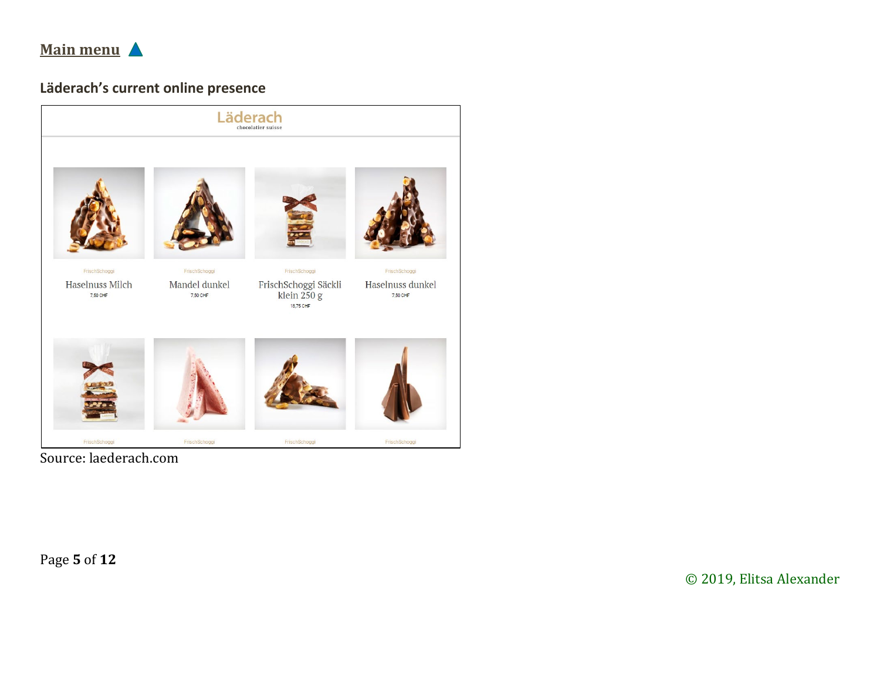[Main menu](#) ▲

**Läderach's current online presence**

Läderach
chocolatier suisse

FrischSchoggi
Haselnuss Milch
7,50 CHF

FrischSchoggi
Mandel dunkel
7,50 CHF

FrischSchoggi
FrischSchoggi Säckli klein 250 g
18,75 CHF

FrischSchoggi
Haselnuss dunkel
7,50 CHF

FrischSchoggi

FrischSchoggi

FrischSchoggi

FrischSchoggi

Source: laederach.com

© 2019, Elitsa Alexander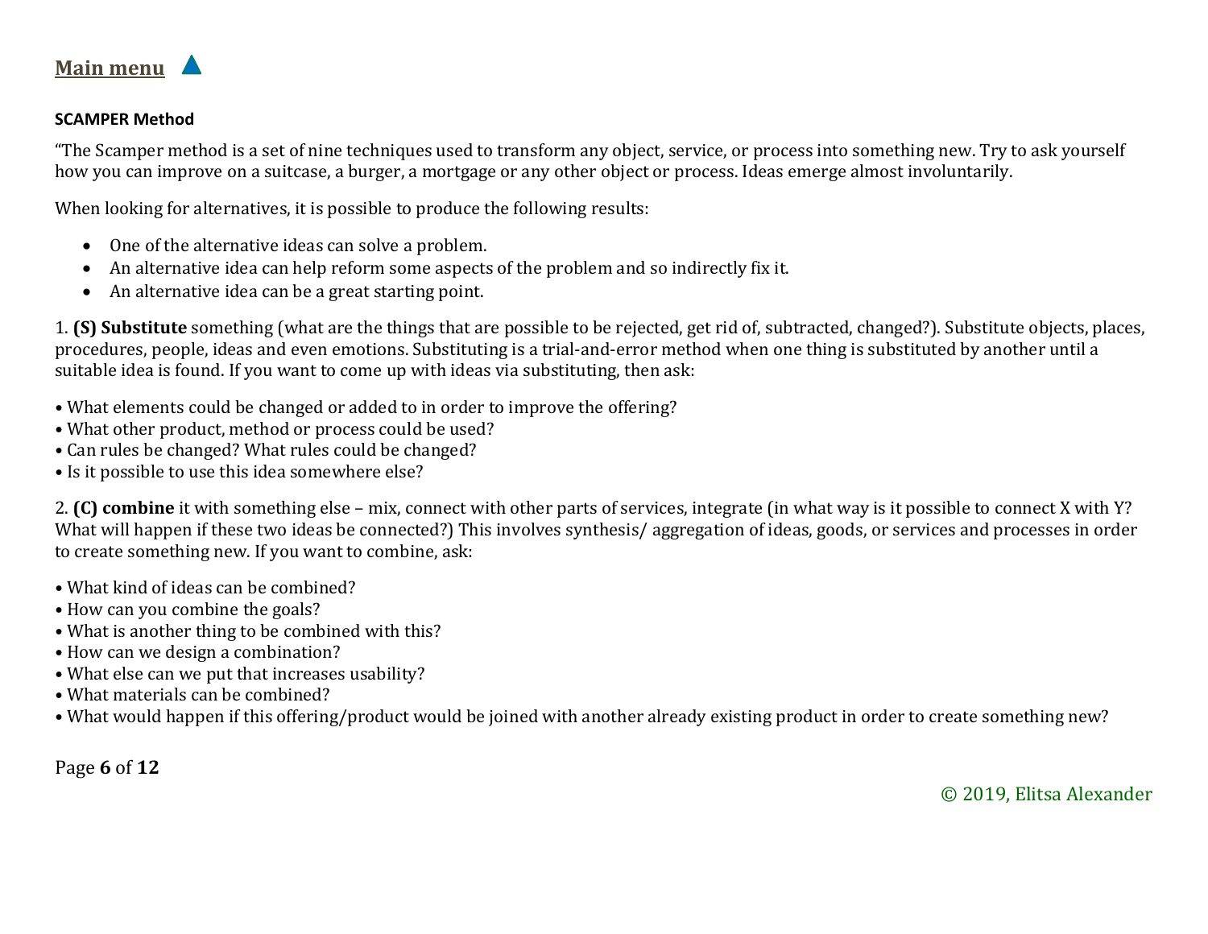[Main menu](#)

**SCAMPER Method**

"The Scamper method is a set of nine techniques used to transform any object, service, or process into something new. Try to ask yourself how you can improve on a suitcase, a burger, a mortgage or any other object or process. Ideas emerge almost involuntarily.

When looking for alternatives, it is possible to produce the following results:

- One of the alternative ideas can solve a problem.
- An alternative idea can help reform some aspects of the problem and so indirectly fix it.
- An alternative idea can be a great starting point.

1. **(S) Substitute** something (what are the things that are possible to be rejected, get rid of, subtracted, changed?). Substitute objects, places, procedures, people, ideas and even emotions. Substituting is a trial-and-error method when one thing is substituted by another until a suitable idea is found. If you want to come up with ideas via substituting, then ask:

- What elements could be changed or added to in order to improve the offering?
- What other product, method or process could be used?
- Can rules be changed? What rules could be changed?
- Is it possible to use this idea somewhere else?

2. **(C) combine** it with something else – mix, connect with other parts of services, integrate (in what way is it possible to connect X with Y? What will happen if these two ideas be connected?) This involves synthesis/ aggregation of ideas, goods, or services and processes in order to create something new. If you want to combine, ask:

- What kind of ideas can be combined?
- How can you combine the goals?
- What is another thing to be combined with this?
- How can we design a combination?
- What else can we put that increases usability?
- What materials can be combined?
- What would happen if this offering/product would be joined with another already existing product in order to create something new?

© 2019, Elitsa Alexander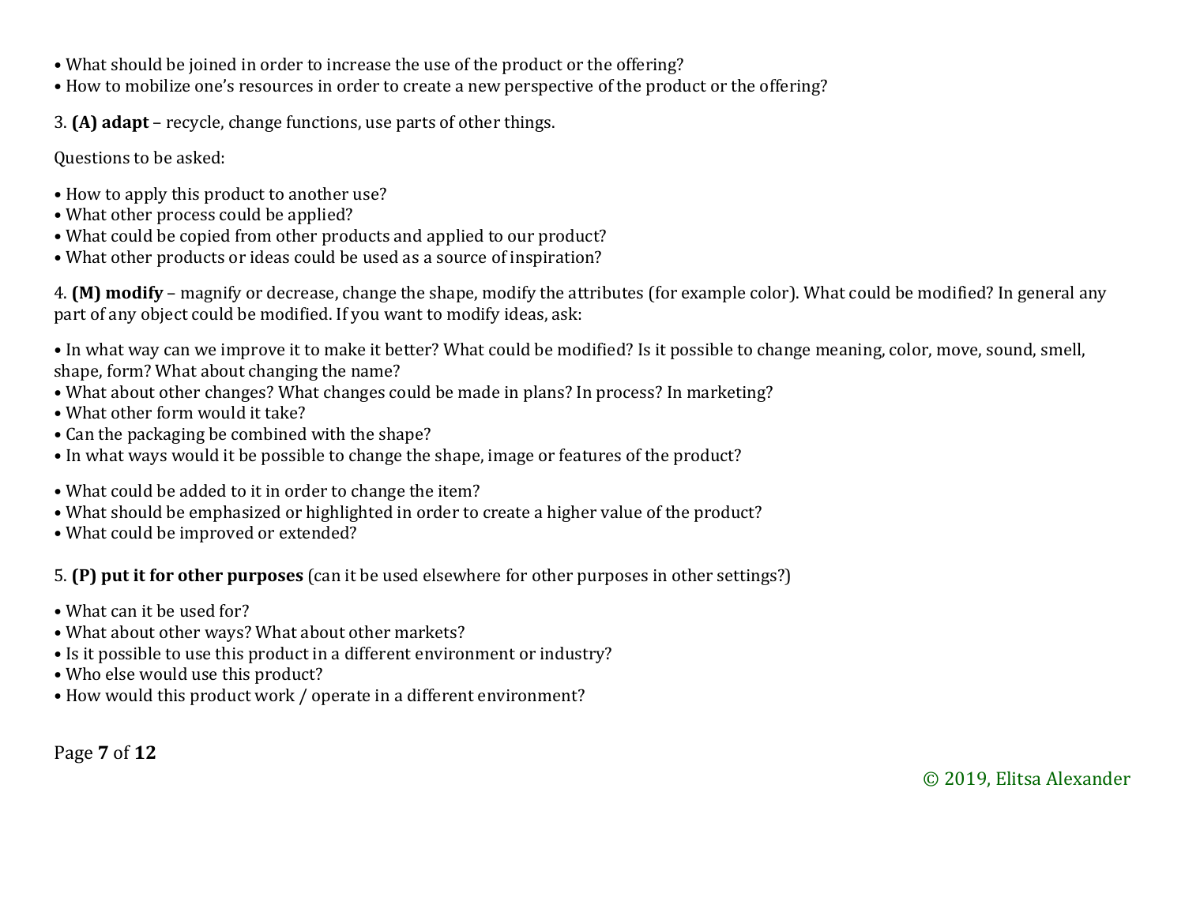- What should be joined in order to increase the use of the product or the offering?
- How to mobilize one's resources in order to create a new perspective of the product or the offering?

3. **(A) adapt** – recycle, change functions, use parts of other things.

Questions to be asked:

- How to apply this product to another use?
- What other process could be applied?
- What could be copied from other products and applied to our product?
- What other products or ideas could be used as a source of inspiration?

4. **(M) modify** – magnify or decrease, change the shape, modify the attributes (for example color). What could be modified? In general any part of any object could be modified. If you want to modify ideas, ask:

- In what way can we improve it to make it better? What could be modified? Is it possible to change meaning, color, move, sound, smell, shape, form? What about changing the name?
- What about other changes? What changes could be made in plans? In process? In marketing?
- What other form would it take?
- Can the packaging be combined with the shape?
- In what ways would it be possible to change the shape, image or features of the product?

- What could be added to it in order to change the item?
- What should be emphasized or highlighted in order to create a higher value of the product?
- What could be improved or extended?

5. **(P) put it for other purposes** (can it be used elsewhere for other purposes in other settings?)

- What can it be used for?
- What about other ways? What about other markets?
- Is it possible to use this product in a different environment or industry?
- Who else would use this product?
- How would this product work / operate in a different environment?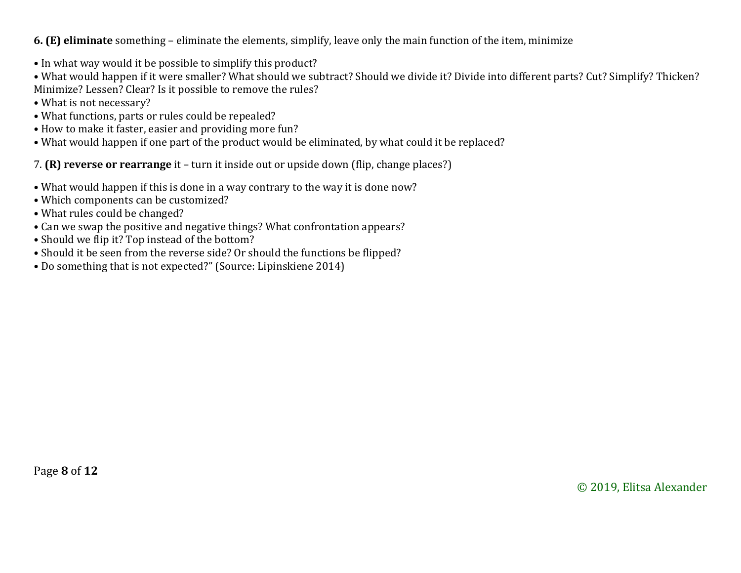**6. (E) eliminate** something – eliminate the elements, simplify, leave only the main function of the item, minimize

- In what way would it be possible to simplify this product?
- What would happen if it were smaller? What should we subtract? Should we divide it? Divide into different parts? Cut? Simplify? Thicken? Minimize? Lessen? Clear? Is it possible to remove the rules?
- What is not necessary?
- What functions, parts or rules could be repealed?
- How to make it faster, easier and providing more fun?
- What would happen if one part of the product would be eliminated, by what could it be replaced?

7. **(R) reverse or rearrange** it – turn it inside out or upside down (flip, change places?)

- What would happen if this is done in a way contrary to the way it is done now?
- Which components can be customized?
- What rules could be changed?
- Can we swap the positive and negative things? What confrontation appears?
- Should we flip it? Top instead of the bottom?
- Should it be seen from the reverse side? Or should the functions be flipped?
- Do something that is not expected?" (Source: Lipinskiene 2014)

© 2019, Elitsa Alexander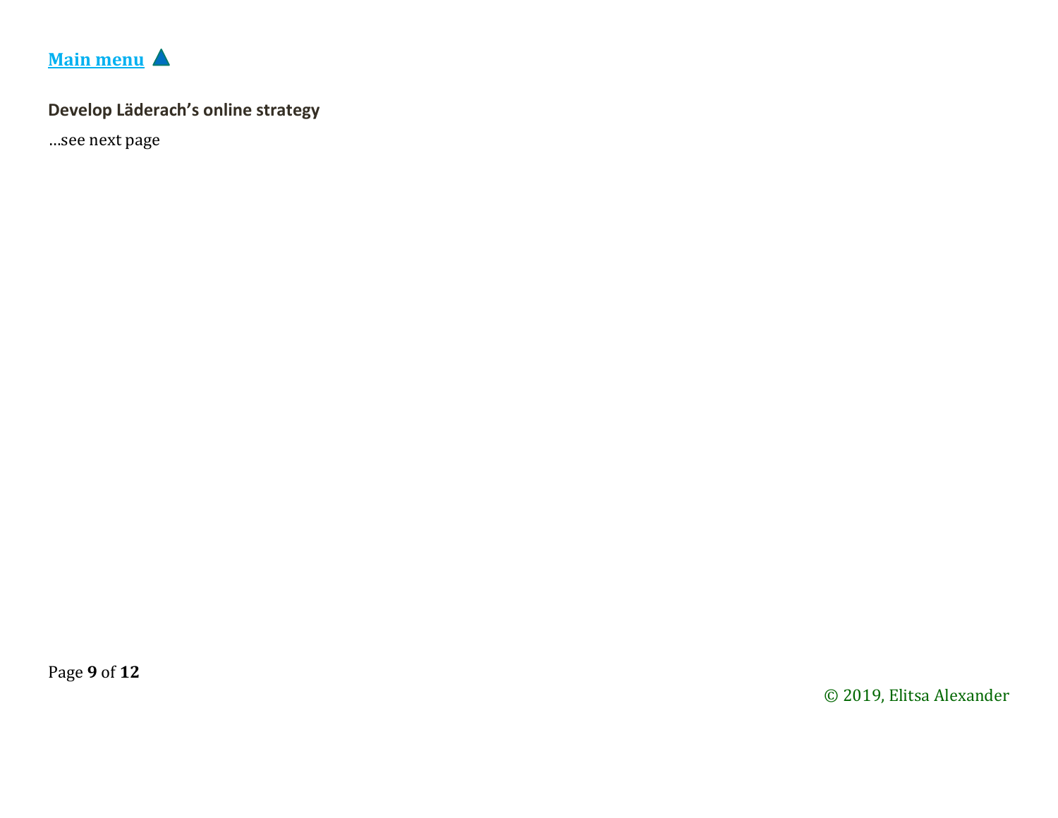[Main menu](#) ▲

**Develop Läderach's online strategy**

…see next page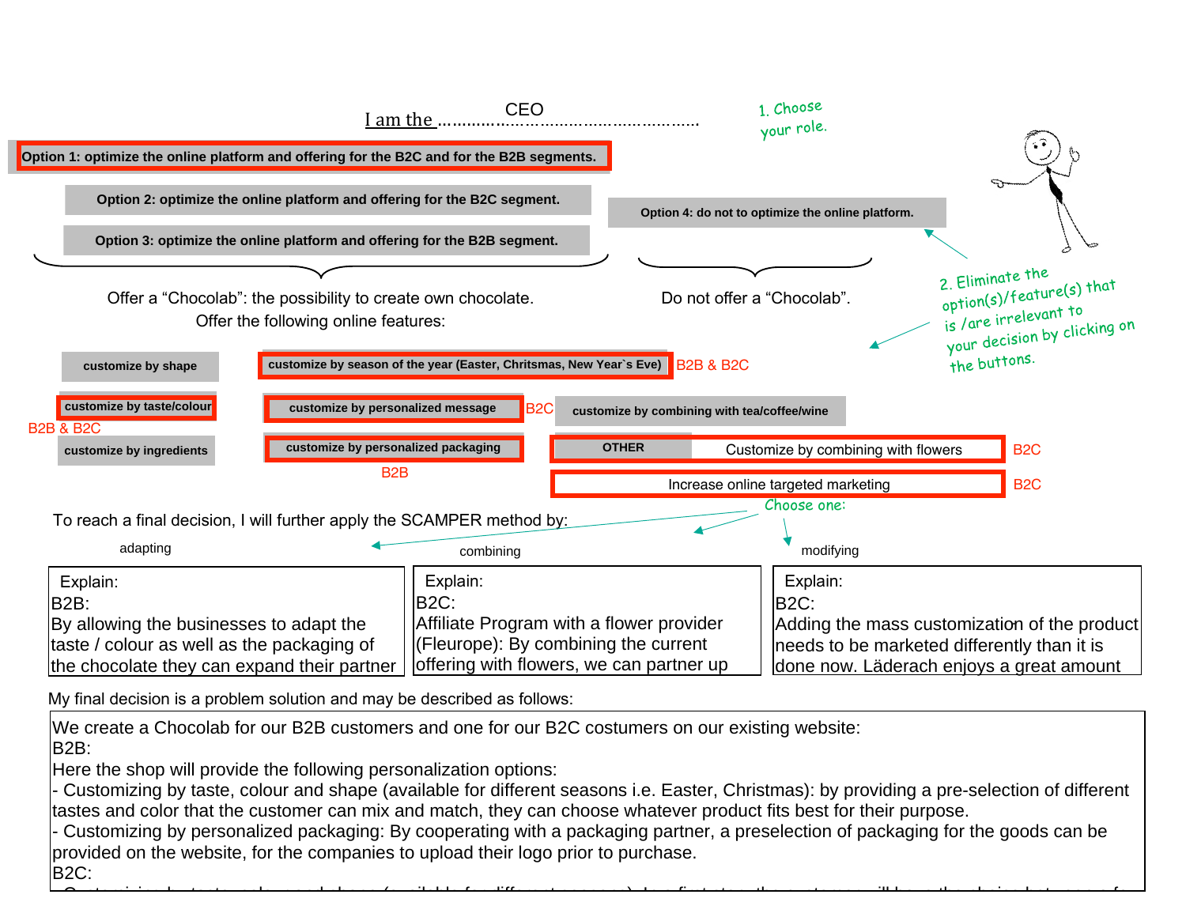I am the ................................................... CEO

1. Choose your role.

**Option 1: optimize the online platform and offering for the B2C and for the B2B segments.**

**Option 2: optimize the online platform and offering for the B2C segment.**

**Option 3: optimize the online platform and offering for the B2B segment.**

**Option 4: do not to optimize the online platform.**

2. Eliminate the option(s)/feature(s) that is /are irrelevant to your decision by clicking on the buttons.

Offer a "Chocolab": the possibility to create own chocolate.
Offer the following online features:

Do not offer a "Chocolab".

- **customize by shape**
- **customize by taste/colour** — B2B & B2C
- **customize by ingredients**
- **customize by season of the year (Easter, Chritsmas, New Year`s Eve)** — B2B & B2C
- **customize by personalized message** — B2C
- **customize by personalized packaging** — B2B
- **customize by combining with tea/coffee/wine**
- **OTHER**: Customize by combining with flowers — B2C
- Increase online targeted marketing — B2C

To reach a final decision, I will further apply the SCAMPER method by:

Choose one:

| adapting | combining | modifying |
|---|---|---|
| Explain:<br>B2B:<br>By allowing the businesses to adapt the taste / colour as well as the packaging of the chocolate they can expand their partner | Explain:<br>B2C:<br>Affiliate Program with a flower provider (Fleurope): By combining the current offering with flowers, we can partner up | Explain:<br>B2C:<br>Adding the mass customization of the product needs to be marketed differently than it is done now. Läderach enjoys a great amount |

My final decision is a problem solution and may be described as follows:

We create a Chocolab for our B2B customers and one for our B2C costumers on our existing website:
B2B:
Here the shop will provide the following personalization options:
- Customizing by taste, colour and shape (available for different seasons i.e. Easter, Christmas): by providing a pre-selection of different tastes and color that the customer can mix and match, they can choose whatever product fits best for their purpose.
- Customizing by personalized packaging: By cooperating with a packaging partner, a preselection of packaging for the goods can be provided on the website, for the companies to upload their logo prior to purchase.
B2C: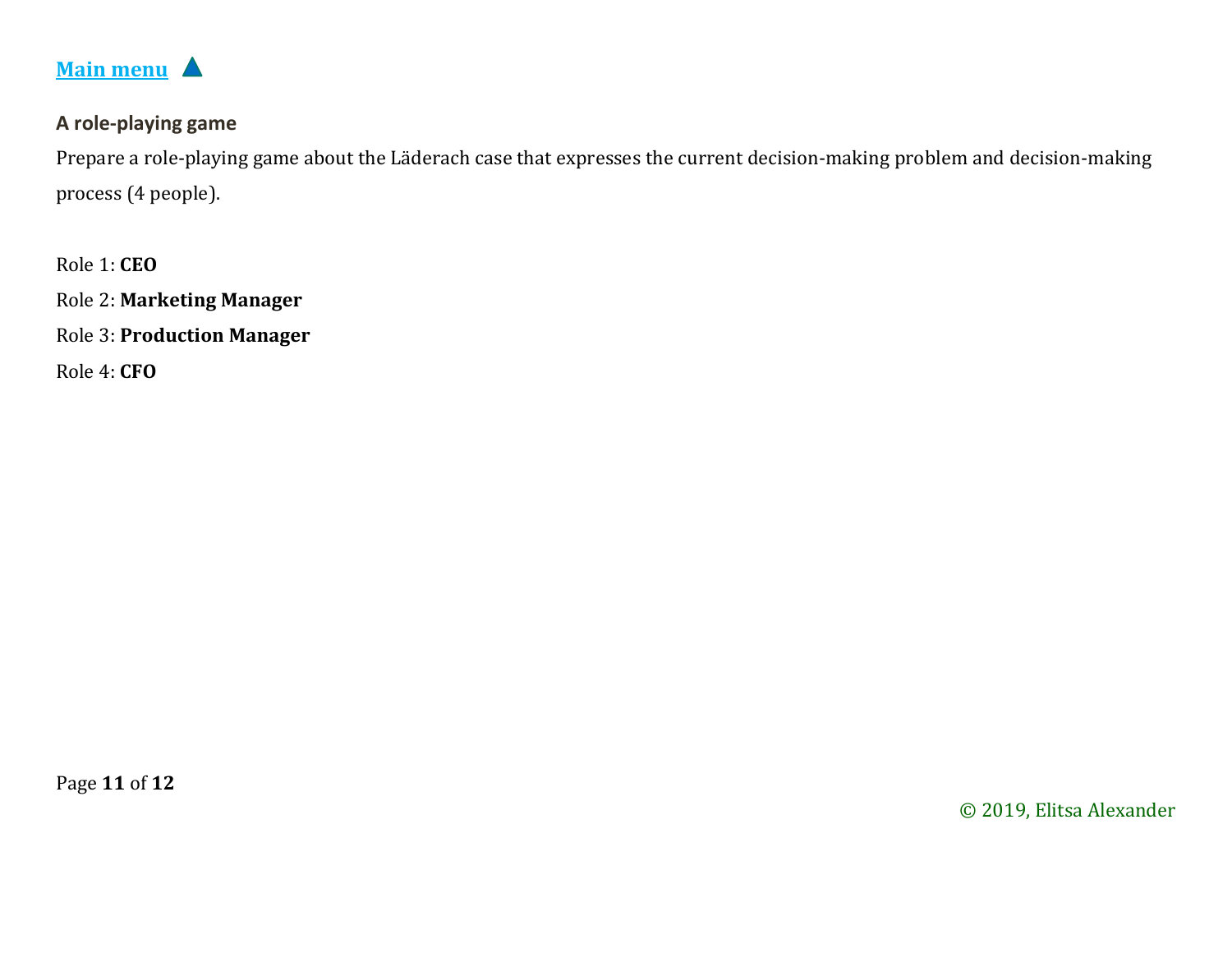[Main menu](#) ▲

### A role-playing game

Prepare a role-playing game about the Läderach case that expresses the current decision-making problem and decision-making process (4 people).

Role 1: **CEO**

Role 2: **Marketing Manager**

Role 3: **Production Manager**

Role 4: **CFO**

© 2019, Elitsa Alexander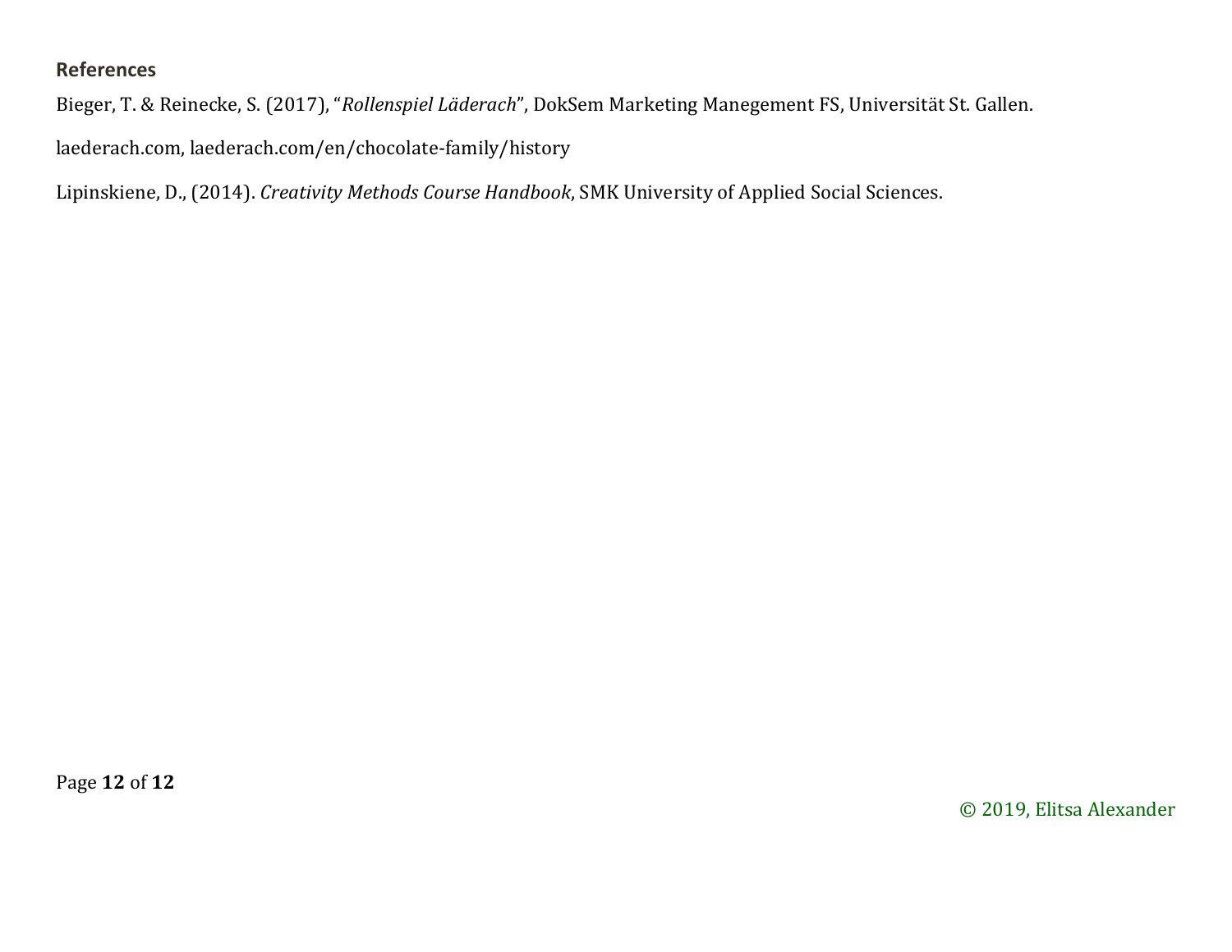## References

Bieger, T. & Reinecke, S. (2017), "*Rollenspiel Läderach*", DokSem Marketing Manegement FS, Universität St. Gallen.

laederach.com, laederach.com/en/chocolate-family/history

Lipinskiene, D., (2014). *Creativity Methods Course Handbook*, SMK University of Applied Social Sciences.